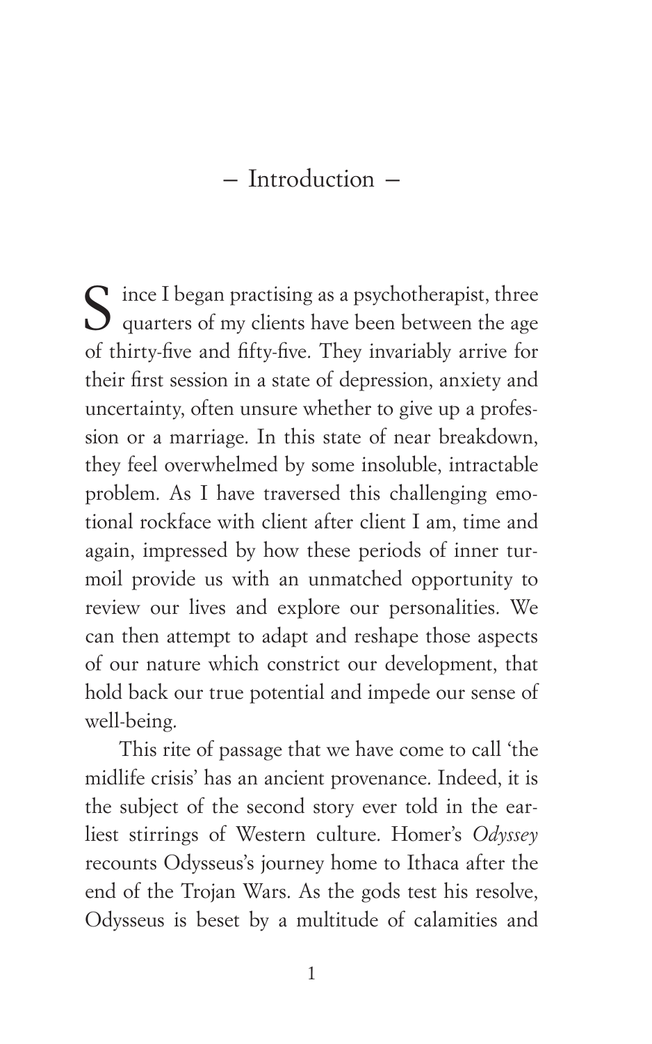# — Introduction —

Since I began practising as a psychotherapist, three quarters of my clients have been between the age of thirty-five and fifty-five. They invariably arrive for their first session in a state of depression, anxiety and uncertainty, often unsure whether to give up a profession or a marriage. In this state of near breakdown, they feel overwhelmed by some insoluble, intractable problem. As I have traversed this challenging emotional rockface with client after client I am, time and again, impressed by how these periods of inner turmoil provide us with an unmatched opportunity to review our lives and explore our personalities. We can then attempt to adapt and reshape those aspects of our nature which constrict our development, that hold back our true potential and impede our sense of well-being.

This rite of passage that we have come to call 'the midlife crisis' has an ancient provenance. Indeed, it is the subject of the second story ever told in the earliest stirrings of Western culture. Homer's *Odyssey* recounts Odysseus's journey home to Ithaca after the end of the Trojan Wars. As the gods test his resolve, Odysseus is beset by a multitude of calamities and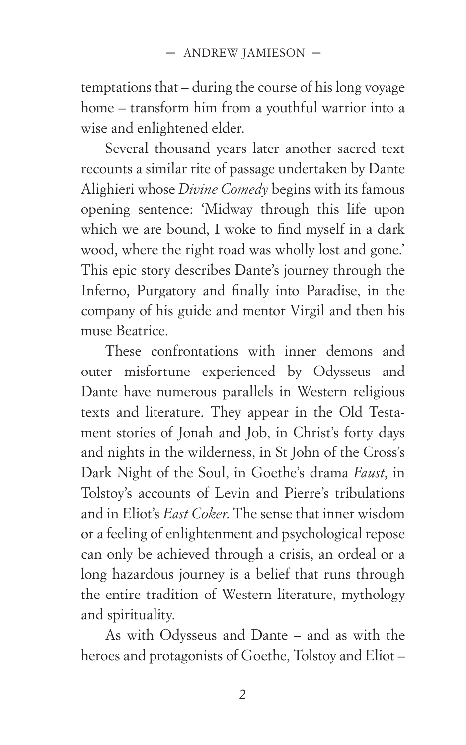temptations that – during the course of his long voyage home – transform him from a youthful warrior into a wise and enlightened elder.

Several thousand years later another sacred text recounts a similar rite of passage undertaken by Dante Alighieri whose *Divine Comedy* begins with its famous opening sentence: 'Midway through this life upon which we are bound, I woke to find myself in a dark wood, where the right road was wholly lost and gone.' This epic story describes Dante's journey through the Inferno, Purgatory and finally into Paradise, in the company of his guide and mentor Virgil and then his muse Beatrice.

These confrontations with inner demons and outer misfortune experienced by Odysseus and Dante have numerous parallels in Western religious texts and literature. They appear in the Old Testament stories of Jonah and Job, in Christ's forty days and nights in the wilderness, in St John of the Cross's Dark Night of the Soul, in Goethe's drama *Faust*, in Tolstoy's accounts of Levin and Pierre's tribulations and in Eliot's *East Coker*. The sense that inner wisdom or a feeling of enlightenment and psychological repose can only be achieved through a crisis, an ordeal or a long hazardous journey is a belief that runs through the entire tradition of Western literature, mythology and spirituality.

As with Odysseus and Dante – and as with the heroes and protagonists of Goethe, Tolstoy and Eliot –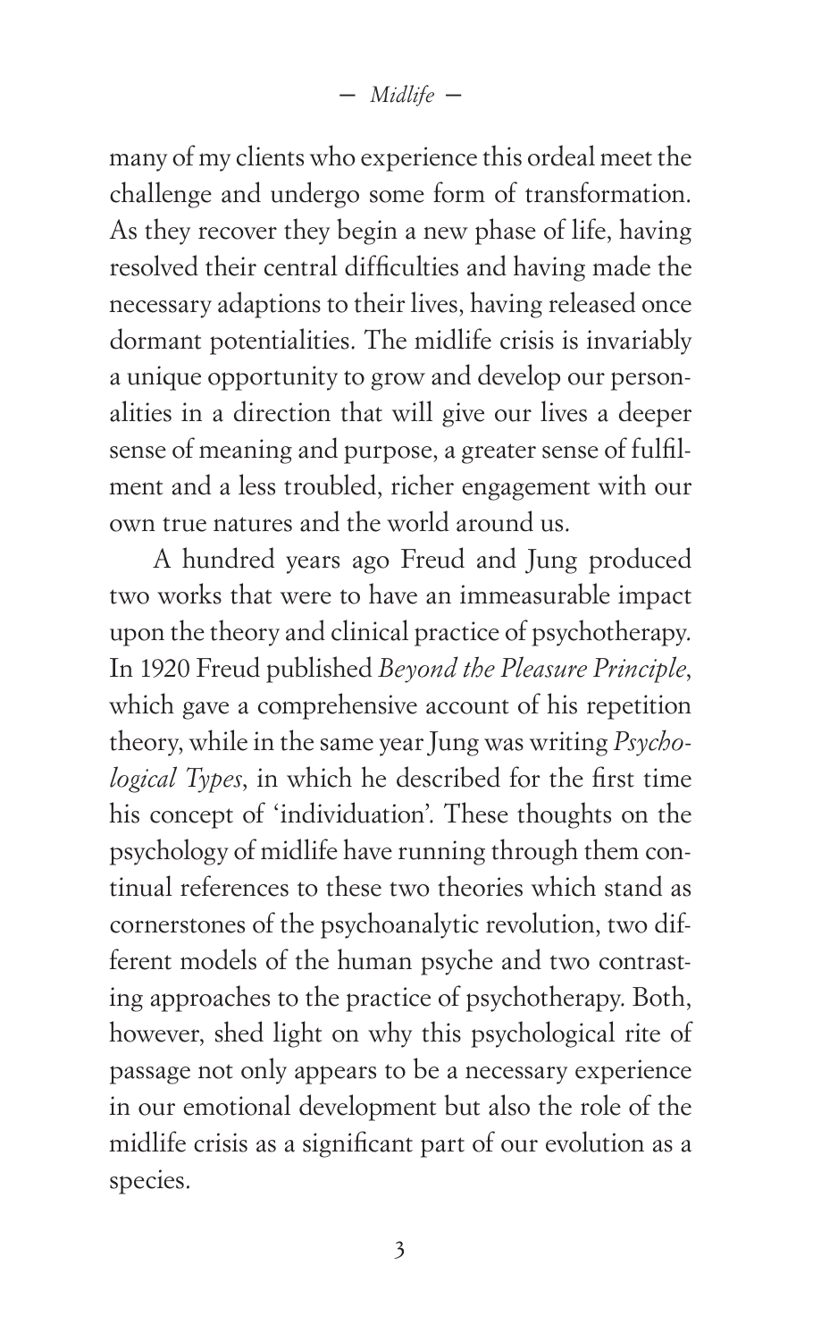many of my clients who experience this ordeal meet the challenge and undergo some form of transformation. As they recover they begin a new phase of life, having resolved their central difficulties and having made the necessary adaptions to their lives, having released once dormant potentialities. The midlife crisis is invariably a unique opportunity to grow and develop our personalities in a direction that will give our lives a deeper sense of meaning and purpose, a greater sense of fulfilment and a less troubled, richer engagement with our own true natures and the world around us.

A hundred years ago Freud and Jung produced two works that were to have an immeasurable impact upon the theory and clinical practice of psychotherapy. In 1920 Freud published *Beyond the Pleasure Principle*, which gave a comprehensive account of his repetition theory, while in the same year Jung was writing *Psychological Types*, in which he described for the first time his concept of 'individuation'. These thoughts on the psychology of midlife have running through them continual references to these two theories which stand as cornerstones of the psychoanalytic revolution, two different models of the human psyche and two contrasting approaches to the practice of psychotherapy. Both, however, shed light on why this psychological rite of passage not only appears to be a necessary experience in our emotional development but also the role of the midlife crisis as a significant part of our evolution as a species.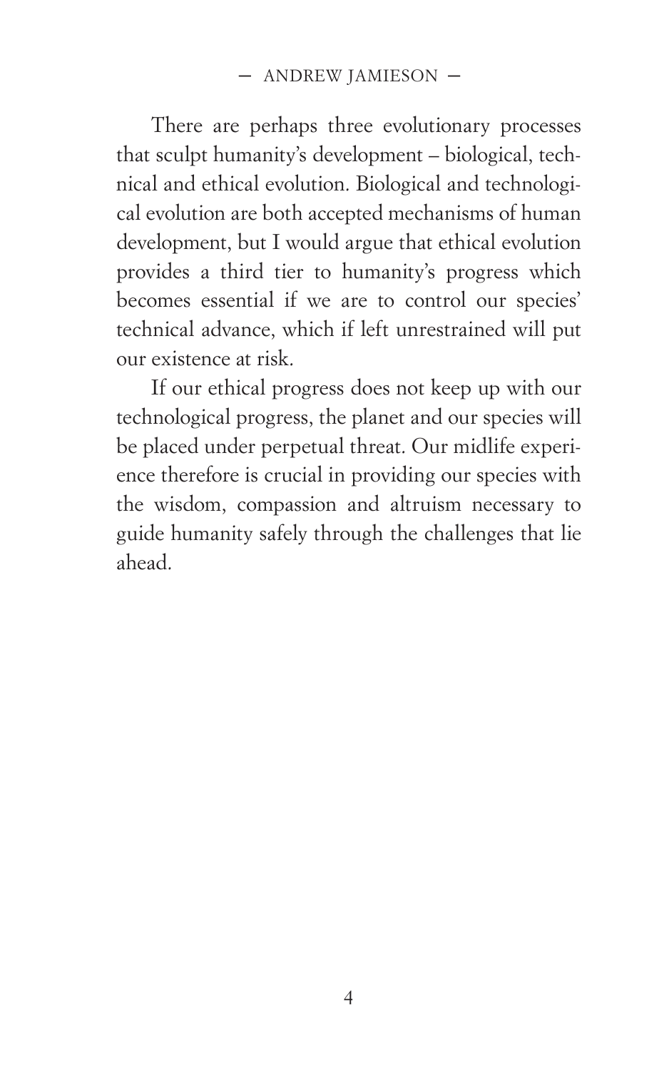There are perhaps three evolutionary processes that sculpt humanity's development – biological, technical and ethical evolution. Biological and technological evolution are both accepted mechanisms of human development, but I would argue that ethical evolution provides a third tier to humanity's progress which becomes essential if we are to control our species' technical advance, which if left unrestrained will put our existence at risk.

If our ethical progress does not keep up with our technological progress, the planet and our species will be placed under perpetual threat. Our midlife experience therefore is crucial in providing our species with the wisdom, compassion and altruism necessary to guide humanity safely through the challenges that lie ahead.